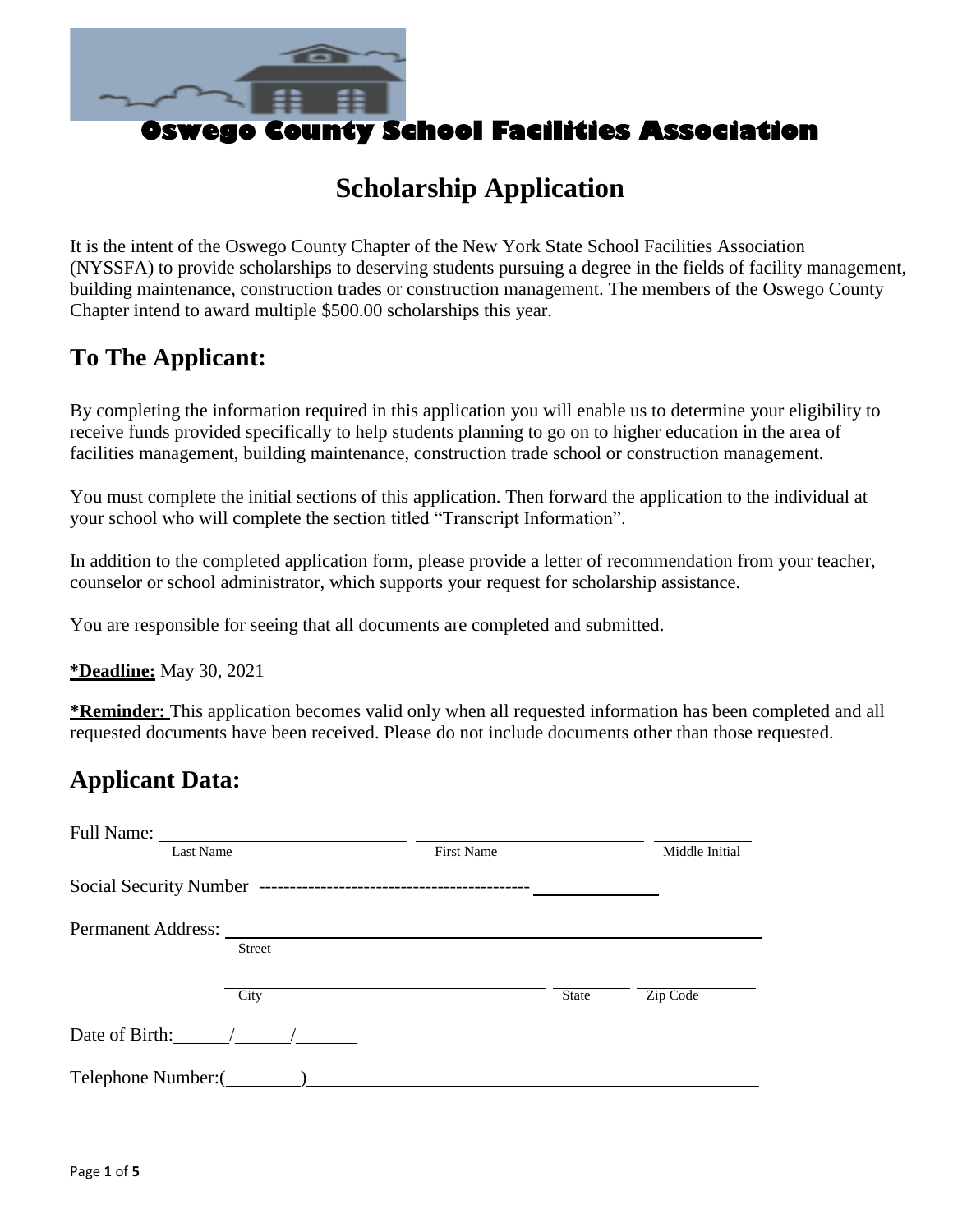# Oswego County School Facilities Association

## Scholarship Application

It is the intent of the Oswego County Chapter of the New York State School Facilities Association (NYSSFA) to provide scholarships to deserving students pursuing a degree in the fields of facility management, building maintenance, construction trades or construction management. The members of the Oswego County Chapter intend to award multiple $500.00 scholarships this year.

## To The Applicant:

By completing the information required in this application you will enable us to determine your eligibility to receive funds provided specifically to help students planning to go on to higher education in the area of facilities management, building maintenance, construction trade school or construction management.

You must complete the initial sections of this application. Then forward the application to the individual at your school who will complete the section titled "Transcript Information".

In addition to the completed application form, please provide a letter of recommendation from your teacher, counselor or school administrator, which supports your request for scholarship assistance.

You are responsible for seeing that all documents are completed and submitted.

**\*Deadline:** May 30, 2021

**\*Reminder:** This application becomes valid only when all requested information has been completed and all requested documents have been received. Please do not include documents other than those requested.

## Applicant Data:

Full Name: ______________________ ______________________ __________
Last Name First Name Middle Initial

Social Security Number ------------------------------------------- __________

Permanent Address: ________________________________________________
Street

________________________________________ __________ __________
City State Zip Code

Date of Birth: _____/_____/_____

Telephone Number:(________)________________________________________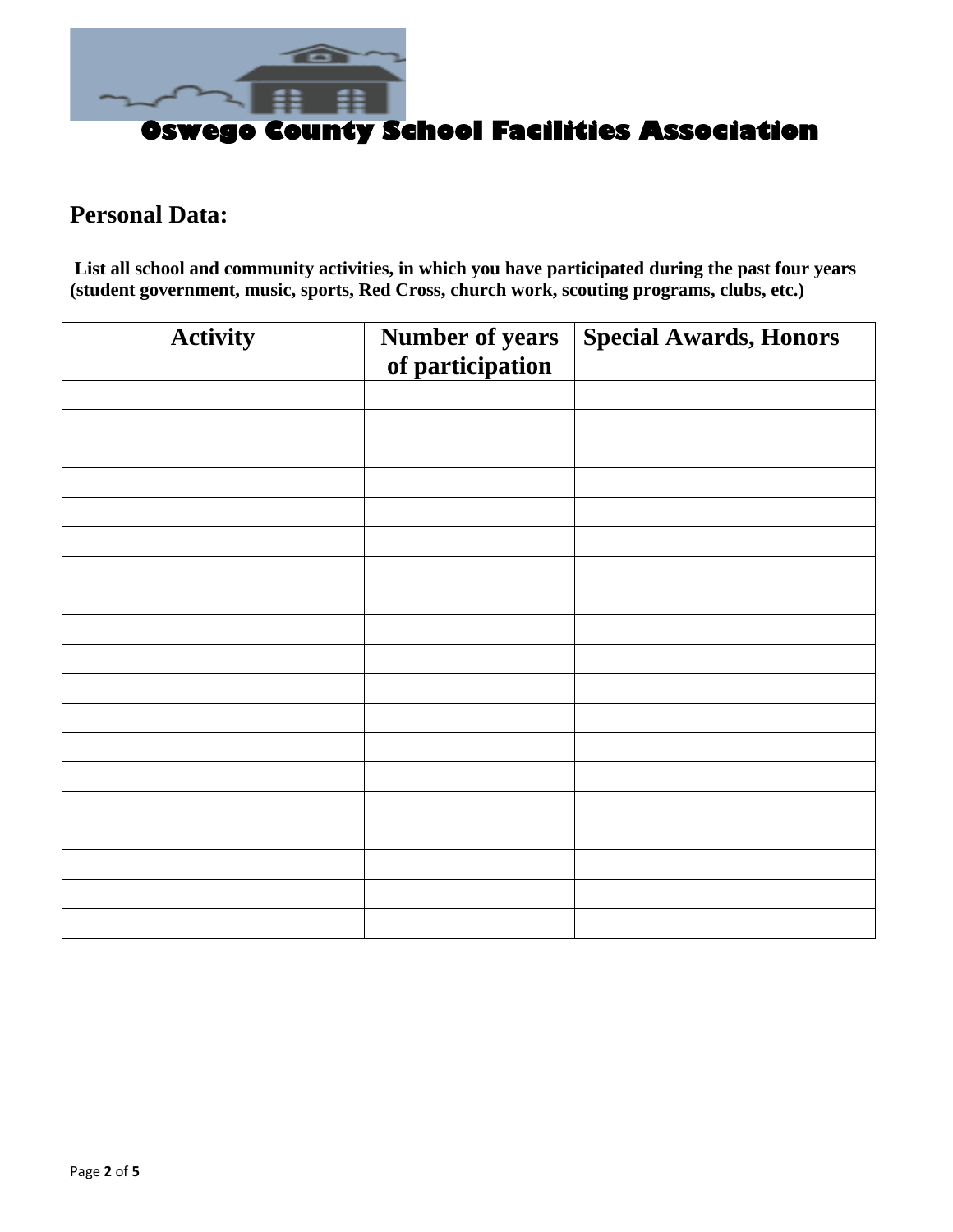# Oswego County School Facilities Association

## Personal Data:

**List all school and community activities, in which you have participated during the past four years (student government, music, sports, Red Cross, church work, scouting programs, clubs, etc.)**

| Activity | Number of years of participation | Special Awards, Honors |
|---|---|---|
| | | |
| | | |
| | | |
| | | |
| | | |
| | | |
| | | |
| | | |
| | | |
| | | |
| | | |
| | | |
| | | |
| | | |
| | | |
| | | |
| | | |
| | | |
| | | |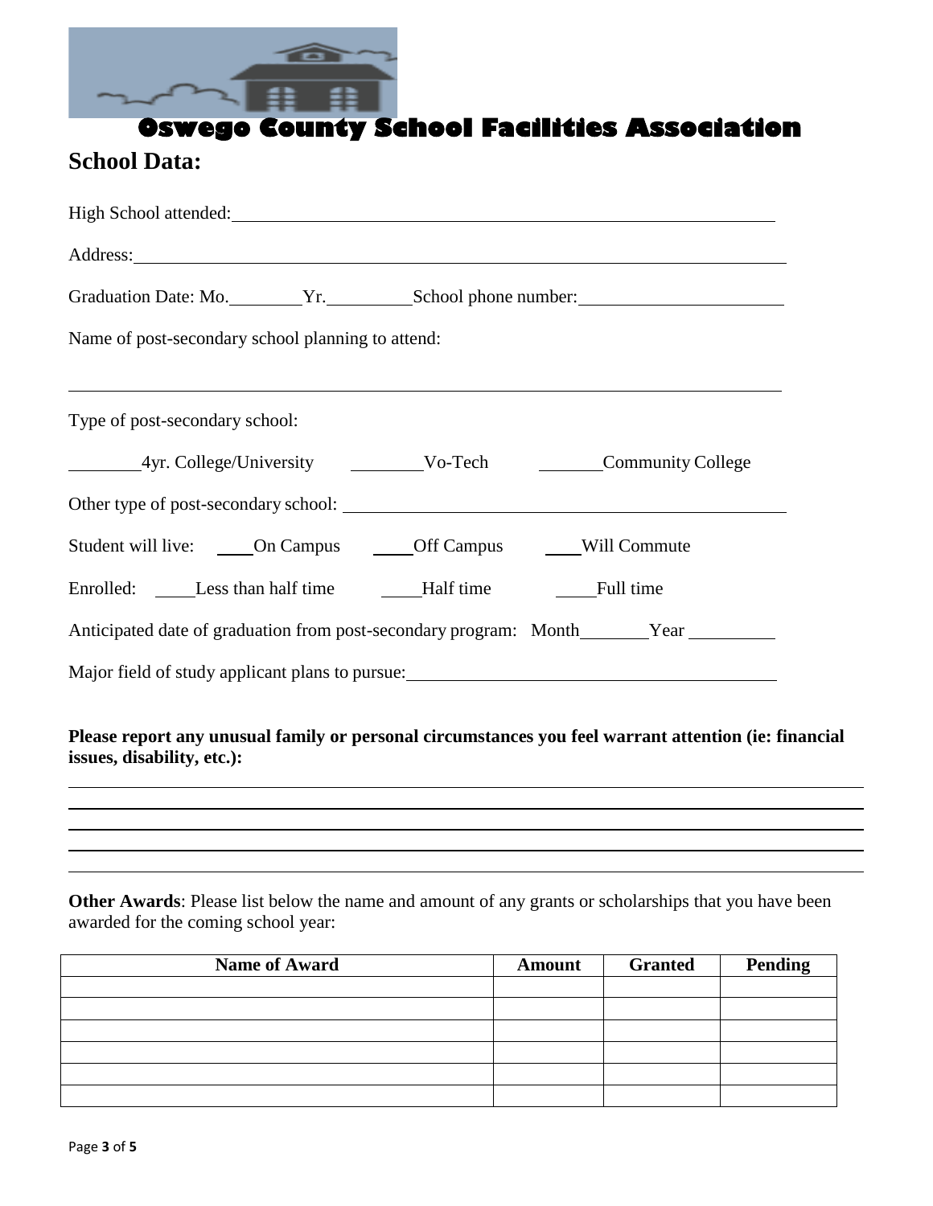# Oswego County School Facilities Association

## School Data:

High School attended: ______________________________________________

Address: ______________________________________________

Graduation Date: Mo.________ Yr.________ School phone number: ____________________

Name of post-secondary school planning to attend:

______________________________________________

Type of post-secondary school:

________4yr. College/University ________Vo-Tech ________Community College

Other type of post-secondary school: ______________________________________________

Student will live: ____On Campus ____Off Campus ____Will Commute

Enrolled: ____Less than half time ____Half time ____Full time

Anticipated date of graduation from post-secondary program: Month________ Year ________

Major field of study applicant plans to pursue: ______________________________________________

**Please report any unusual family or personal circumstances you feel warrant attention (ie: financial issues, disability, etc.):**

______________________________________________

______________________________________________

______________________________________________

______________________________________________

______________________________________________

**Other Awards**: Please list below the name and amount of any grants or scholarships that you have been awarded for the coming school year:

| Name of Award | Amount | Granted | Pending |
|---|---|---|---|
| | | | |
| | | | |
| | | | |
| | | | |
| | | | |
| | | | |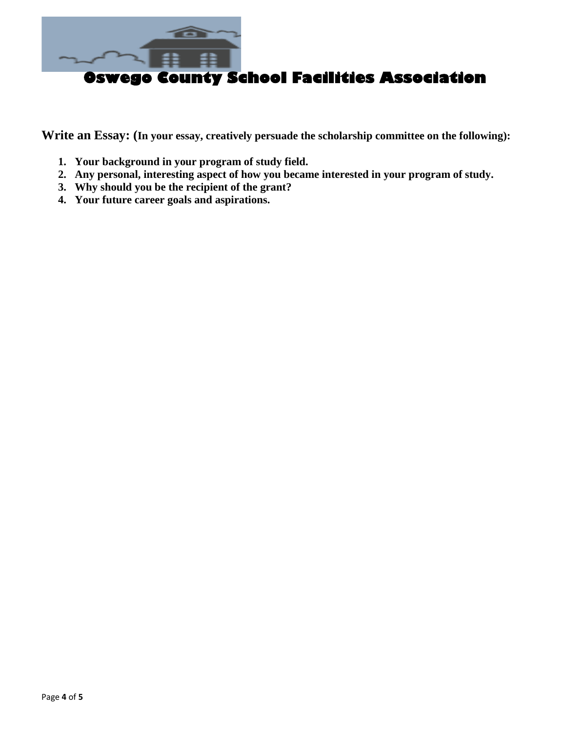# Oswego County School Facilities Association

**Write an Essay: (In your essay, creatively persuade the scholarship committee on the following):**

1. **Your background in your program of study field.**
2. **Any personal, interesting aspect of how you became interested in your program of study.**
3. **Why should you be the recipient of the grant?**
4. **Your future career goals and aspirations.**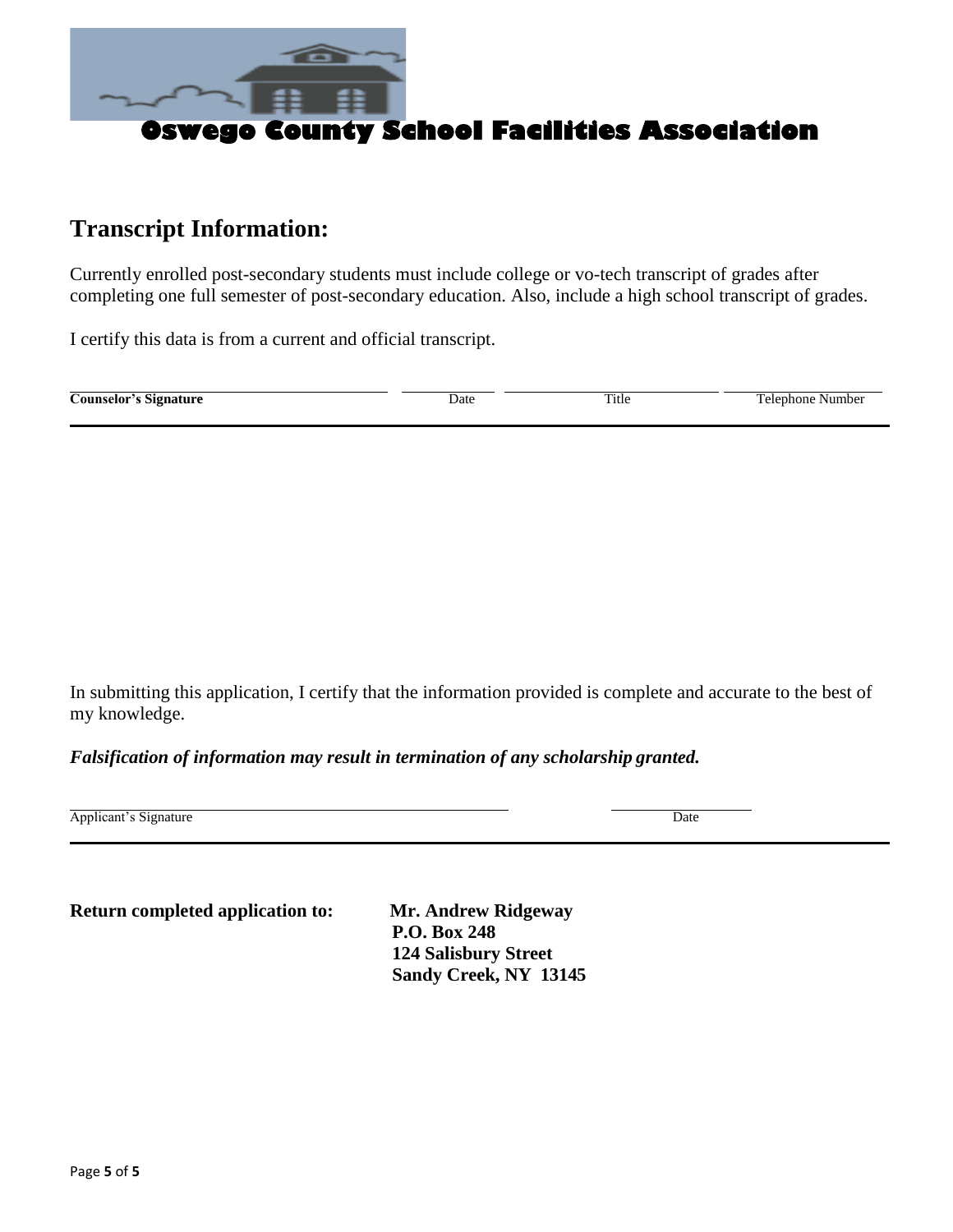**Oswego County School Facilities Association**

## Transcript Information:

Currently enrolled post-secondary students must include college or vo-tech transcript of grades after completing one full semester of post-secondary education. Also, include a high school transcript of grades.

I certify this data is from a current and official transcript.

| | | | |
|---|---|---|---|
| **Counselor's Signature** | Date | Title | Telephone Number |

In submitting this application, I certify that the information provided is complete and accurate to the best of my knowledge.

***Falsification of information may result in termination of any scholarship granted.***

| | |
|---|---|
| Applicant's Signature | Date |

**Return completed application to:** **Mr. Andrew Ridgeway**
**P.O. Box 248**
**124 Salisbury Street**
**Sandy Creek, NY 13145**